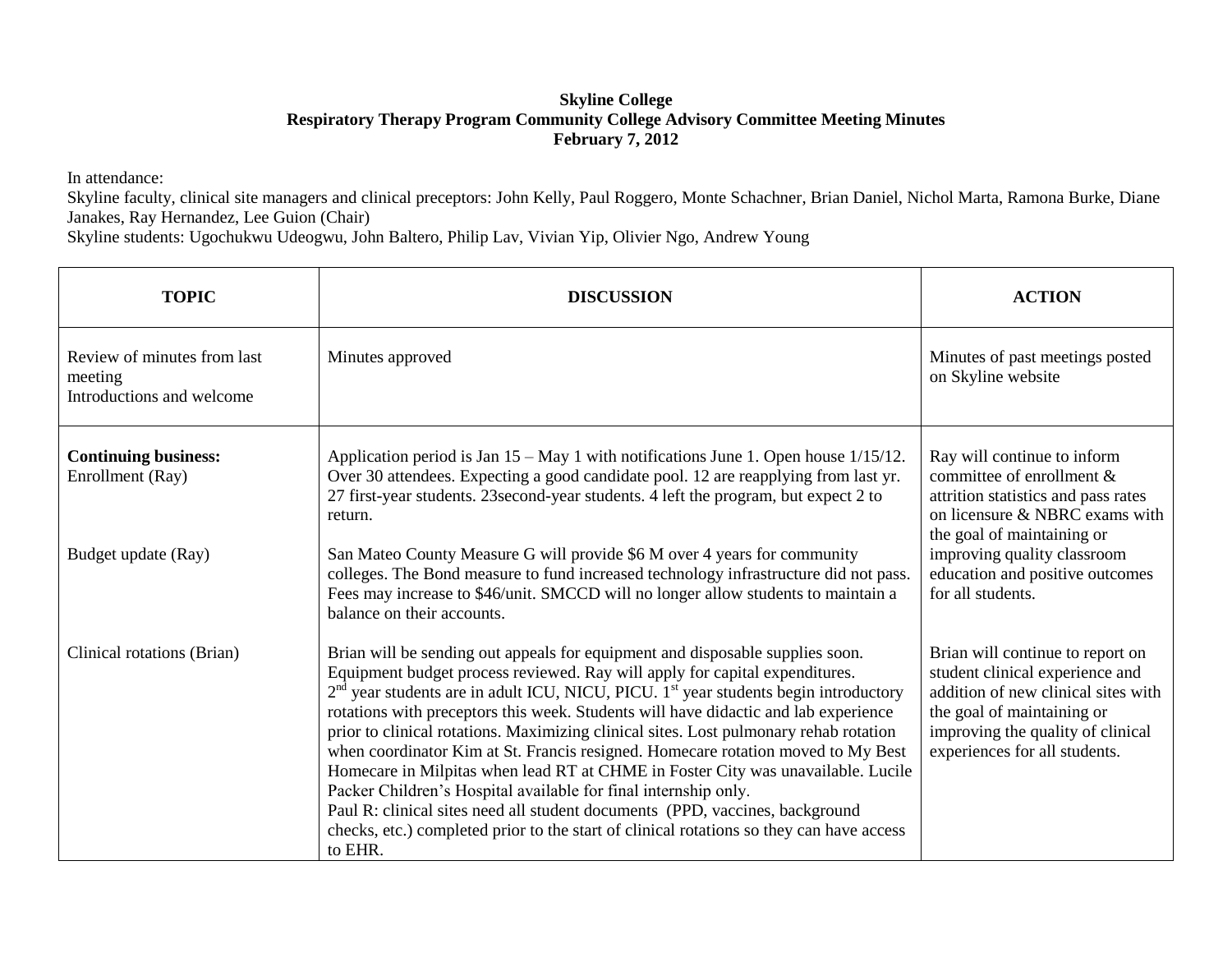**Skyline College**
**Respiratory Therapy Program Community College Advisory Committee Meeting Minutes**
**February 7, 2012**

In attendance:
Skyline faculty, clinical site managers and clinical preceptors: John Kelly, Paul Roggero, Monte Schachner, Brian Daniel, Nichol Marta, Ramona Burke, Diane Janakes, Ray Hernandez, Lee Guion (Chair)
Skyline students: Ugochukwu Udeogwu, John Baltero, Philip Lav, Vivian Yip, Olivier Ngo, Andrew Young

| TOPIC | DISCUSSION | ACTION |
|---|---|---|
| Review of minutes from last meeting<br>Introductions and welcome | Minutes approved | Minutes of past meetings posted on Skyline website |
| **Continuing business:**<br>Enrollment (Ray) | Application period is Jan 15 – May 1 with notifications June 1. Open house 1/15/12. Over 30 attendees. Expecting a good candidate pool. 12 are reapplying from last yr. 27 first-year students. 23second-year students. 4 left the program, but expect 2 to return. | Ray will continue to inform committee of enrollment & attrition statistics and pass rates on licensure & NBRC exams with the goal of maintaining or improving quality classroom education and positive outcomes for all students. |
| Budget update (Ray) | San Mateo County Measure G will provide $6 M over 4 years for community colleges. The Bond measure to fund increased technology infrastructure did not pass. Fees may increase to $46/unit. SMCCD will no longer allow students to maintain a balance on their accounts. | |
| Clinical rotations (Brian) | Brian will be sending out appeals for equipment and disposable supplies soon. Equipment budget process reviewed. Ray will apply for capital expenditures. 2nd year students are in adult ICU, NICU, PICU. 1st year students begin introductory rotations with preceptors this week. Students will have didactic and lab experience prior to clinical rotations. Maximizing clinical sites. Lost pulmonary rehab rotation when coordinator Kim at St. Francis resigned. Homecare rotation moved to My Best Homecare in Milpitas when lead RT at CHME in Foster City was unavailable. Lucile Packer Children's Hospital available for final internship only.<br>Paul R: clinical sites need all student documents (PPD, vaccines, background checks, etc.) completed prior to the start of clinical rotations so they can have access to EHR. | Brian will continue to report on student clinical experience and addition of new clinical sites with the goal of maintaining or improving the quality of clinical experiences for all students. |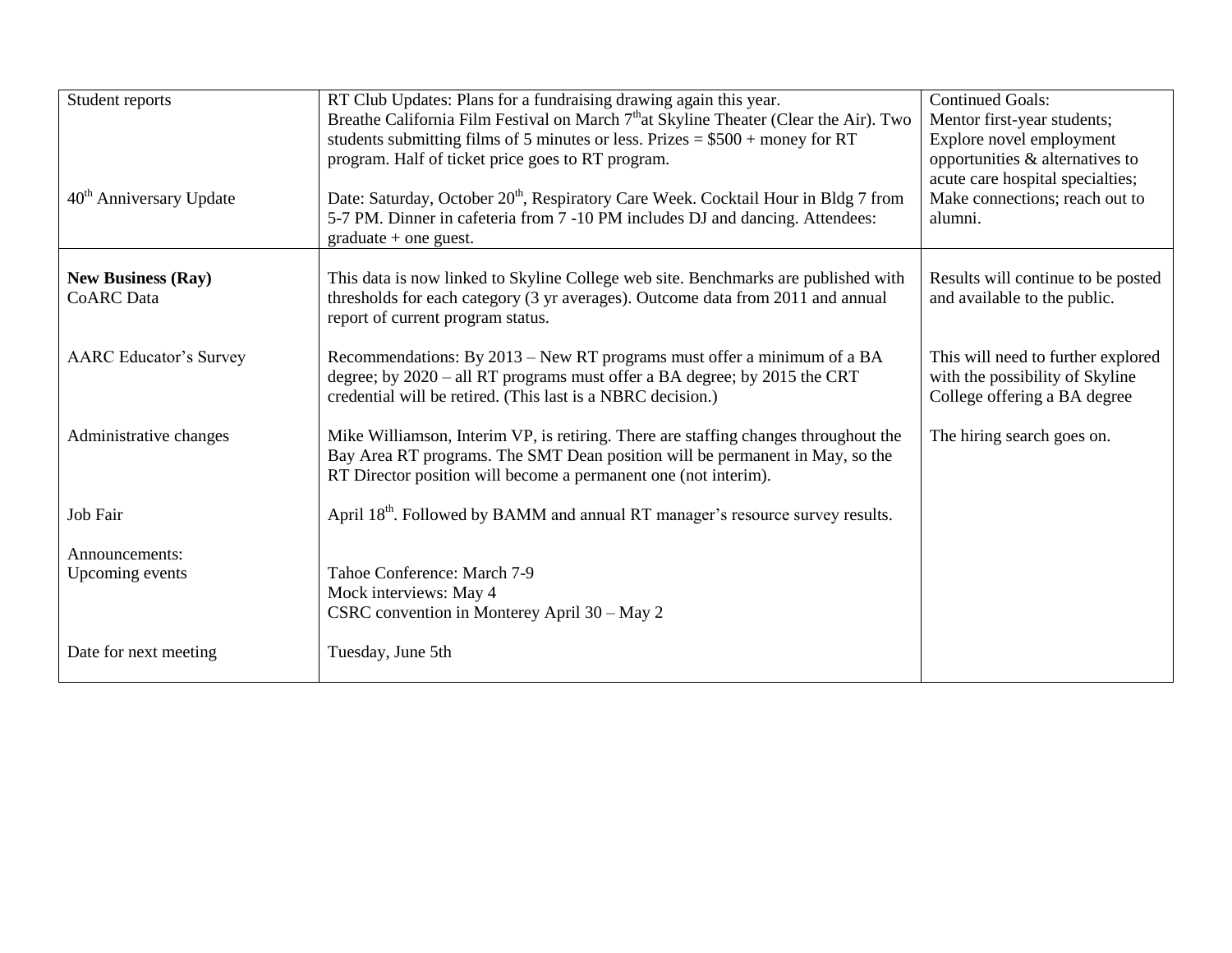| | | |
|---|---|---|
| Student reports<br><br><br><br>40th Anniversary Update | RT Club Updates: Plans for a fundraising drawing again this year.<br>Breathe California Film Festival on March 7th at Skyline Theater (Clear the Air). Two students submitting films of 5 minutes or less. Prizes = $500 + money for RT program. Half of ticket price goes to RT program.<br><br>Date: Saturday, October 20th, Respiratory Care Week. Cocktail Hour in Bldg 7 from 5-7 PM. Dinner in cafeteria from 7 -10 PM includes DJ and dancing. Attendees: graduate + one guest. | Continued Goals:<br>Mentor first-year students;<br>Explore novel employment opportunities & alternatives to acute care hospital specialties;<br>Make connections; reach out to alumni. |
| **New Business (Ray)**<br>CoARC Data | This data is now linked to Skyline College web site. Benchmarks are published with thresholds for each category (3 yr averages). Outcome data from 2011 and annual report of current program status. | Results will continue to be posted and available to the public. |
| AARC Educator's Survey | Recommendations: By 2013 – New RT programs must offer a minimum of a BA degree; by 2020 – all RT programs must offer a BA degree; by 2015 the CRT credential will be retired. (This last is a NBRC decision.) | This will need to further explored with the possibility of Skyline College offering a BA degree |
| Administrative changes | Mike Williamson, Interim VP, is retiring. There are staffing changes throughout the Bay Area RT programs. The SMT Dean position will be permanent in May, so the RT Director position will become a permanent one (not interim). | The hiring search goes on. |
| Job Fair | April 18th. Followed by BAMM and annual RT manager's resource survey results. | |
| Announcements:<br>Upcoming events | Tahoe Conference: March 7-9<br>Mock interviews: May 4<br>CSRC convention in Monterey April 30 – May 2 | |
| Date for next meeting | Tuesday, June 5th | |